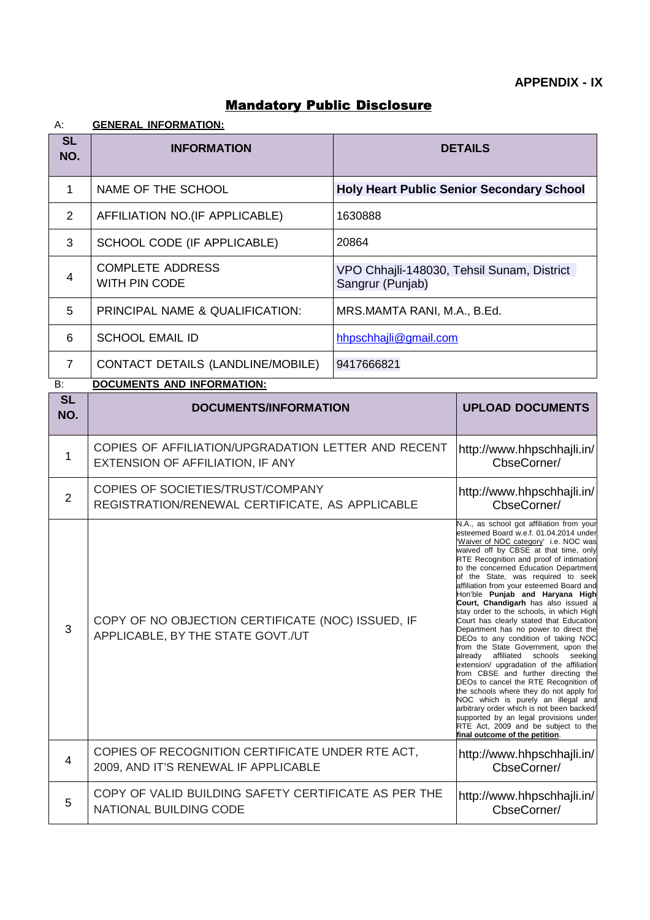**APPENDIX - IX**

# Mandatory Public Disclosure

A: **GENERAL INFORMATION:**

| SL NO. | INFORMATION | DETAILS |
|---|---|---|
| 1 | NAME OF THE SCHOOL | **Holy Heart Public Senior Secondary School** |
| 2 | AFFILIATION NO.(IF APPLICABLE) | 1630888 |
| 3 | SCHOOL CODE (IF APPLICABLE) | 20864 |
| 4 | COMPLETE ADDRESS WITH PIN CODE | VPO Chhajli-148030, Tehsil Sunam, District Sangrur (Punjab) |
| 5 | PRINCIPAL NAME & QUALIFICATION: | MRS.MAMTA RANI, M.A., B.Ed. |
| 6 | SCHOOL EMAIL ID | hhpschhajli@gmail.com |
| 7 | CONTACT DETAILS (LANDLINE/MOBILE) | 9417666821 |

B: **DOCUMENTS AND INFORMATION:**

| SL NO. | DOCUMENTS/INFORMATION | UPLOAD DOCUMENTS |
|---|---|---|
| 1 | COPIES OF AFFILIATION/UPGRADATION LETTER AND RECENT EXTENSION OF AFFILIATION, IF ANY | http://www.hhpschhajli.in/CbseCorner/ |
| 2 | COPIES OF SOCIETIES/TRUST/COMPANY REGISTRATION/RENEWAL CERTIFICATE, AS APPLICABLE | http://www.hhpschhajli.in/CbseCorner/ |
| 3 | COPY OF NO OBJECTION CERTIFICATE (NOC) ISSUED, IF APPLICABLE, BY THE STATE GOVT./UT | N.A., as school got affiliation from your esteemed Board w.e.f. 01.04.2014 under 'Waiver of NOC category' i.e. NOC was waived off by CBSE at that time, only RTE Recognition and proof of intimation to the concerned Education Department of the State, was required to seek affiliation from your esteemed Board and Hon'ble **Punjab and Haryana High Court, Chandigarh** has also issued a stay order to the schools, in which High Court has clearly stated that Education Department has no power to direct the DEOs to any condition of taking NOC from the State Government, upon the already affiliated schools seeking extension/ upgradation of the affiliation from CBSE and further directing the DEOs to cancel the RTE Recognition of the schools where they do not apply for NOC which is purely an illegal and arbitrary order which is not been backed/ supported by an legal provisions under RTE Act, 2009 and be subject to the **final outcome of the petition**. |
| 4 | COPIES OF RECOGNITION CERTIFICATE UNDER RTE ACT, 2009, AND IT'S RENEWAL IF APPLICABLE | http://www.hhpschhajli.in/CbseCorner/ |
| 5 | COPY OF VALID BUILDING SAFETY CERTIFICATE AS PER THE NATIONAL BUILDING CODE | http://www.hhpschhajli.in/CbseCorner/ |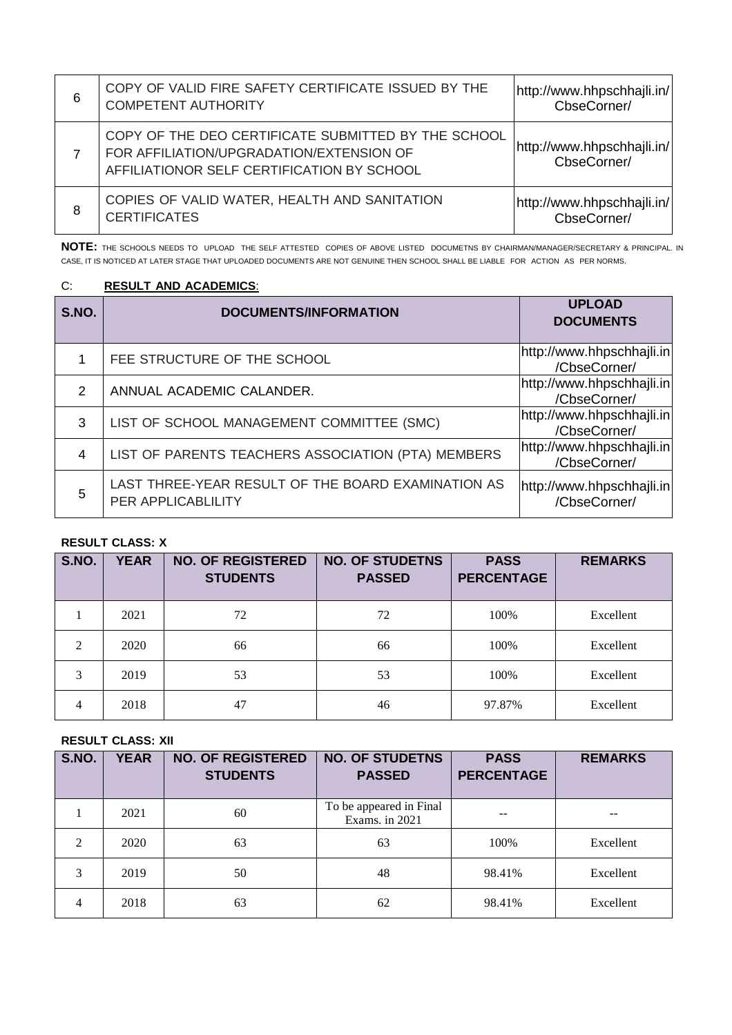| 6 | COPY OF VALID FIRE SAFETY CERTIFICATE ISSUED BY THE COMPETENT AUTHORITY | http://www.hhpschhajli.in/CbseCorner/ |
|---|---|---|
| 7 | COPY OF THE DEO CERTIFICATE SUBMITTED BY THE SCHOOL FOR AFFILIATION/UPGRADATION/EXTENSION OF AFFILIATIONOR SELF CERTIFICATION BY SCHOOL | http://www.hhpschhajli.in/CbseCorner/ |
| 8 | COPIES OF VALID WATER, HEALTH AND SANITATION CERTIFICATES | http://www.hhpschhajli.in/CbseCorner/ |

**NOTE:** THE SCHOOLS NEEDS TO UPLOAD THE SELF ATTESTED COPIES OF ABOVE LISTED DOCUMETNS BY CHAIRMAN/MANAGER/SECRETARY & PRINCIPAL. IN CASE, IT IS NOTICED AT LATER STAGE THAT UPLOADED DOCUMENTS ARE NOT GENUINE THEN SCHOOL SHALL BE LIABLE FOR ACTION AS PER NORMS.

C: **RESULT AND ACADEMICS**:

| S.NO. | DOCUMENTS/INFORMATION | UPLOAD DOCUMENTS |
|---|---|---|
| 1 | FEE STRUCTURE OF THE SCHOOL | http://www.hhpschhajli.in/CbseCorner/ |
| 2 | ANNUAL ACADEMIC CALANDER. | http://www.hhpschhajli.in/CbseCorner/ |
| 3 | LIST OF SCHOOL MANAGEMENT COMMITTEE (SMC) | http://www.hhpschhajli.in/CbseCorner/ |
| 4 | LIST OF PARENTS TEACHERS ASSOCIATION (PTA) MEMBERS | http://www.hhpschhajli.in/CbseCorner/ |
| 5 | LAST THREE-YEAR RESULT OF THE BOARD EXAMINATION AS PER APPLICABLILITY | http://www.hhpschhajli.in/CbseCorner/ |

**RESULT CLASS: X**

| S.NO. | YEAR | NO. OF REGISTERED STUDENTS | NO. OF STUDETNS PASSED | PASS PERCENTAGE | REMARKS |
|---|---|---|---|---|---|
| 1 | 2021 | 72 | 72 | 100% | Excellent |
| 2 | 2020 | 66 | 66 | 100% | Excellent |
| 3 | 2019 | 53 | 53 | 100% | Excellent |
| 4 | 2018 | 47 | 46 | 97.87% | Excellent |

**RESULT CLASS: XII**

| S.NO. | YEAR | NO. OF REGISTERED STUDENTS | NO. OF STUDETNS PASSED | PASS PERCENTAGE | REMARKS |
|---|---|---|---|---|---|
| 1 | 2021 | 60 | To be appeared in Final Exams. in 2021 | -- | -- |
| 2 | 2020 | 63 | 63 | 100% | Excellent |
| 3 | 2019 | 50 | 48 | 98.41% | Excellent |
| 4 | 2018 | 63 | 62 | 98.41% | Excellent |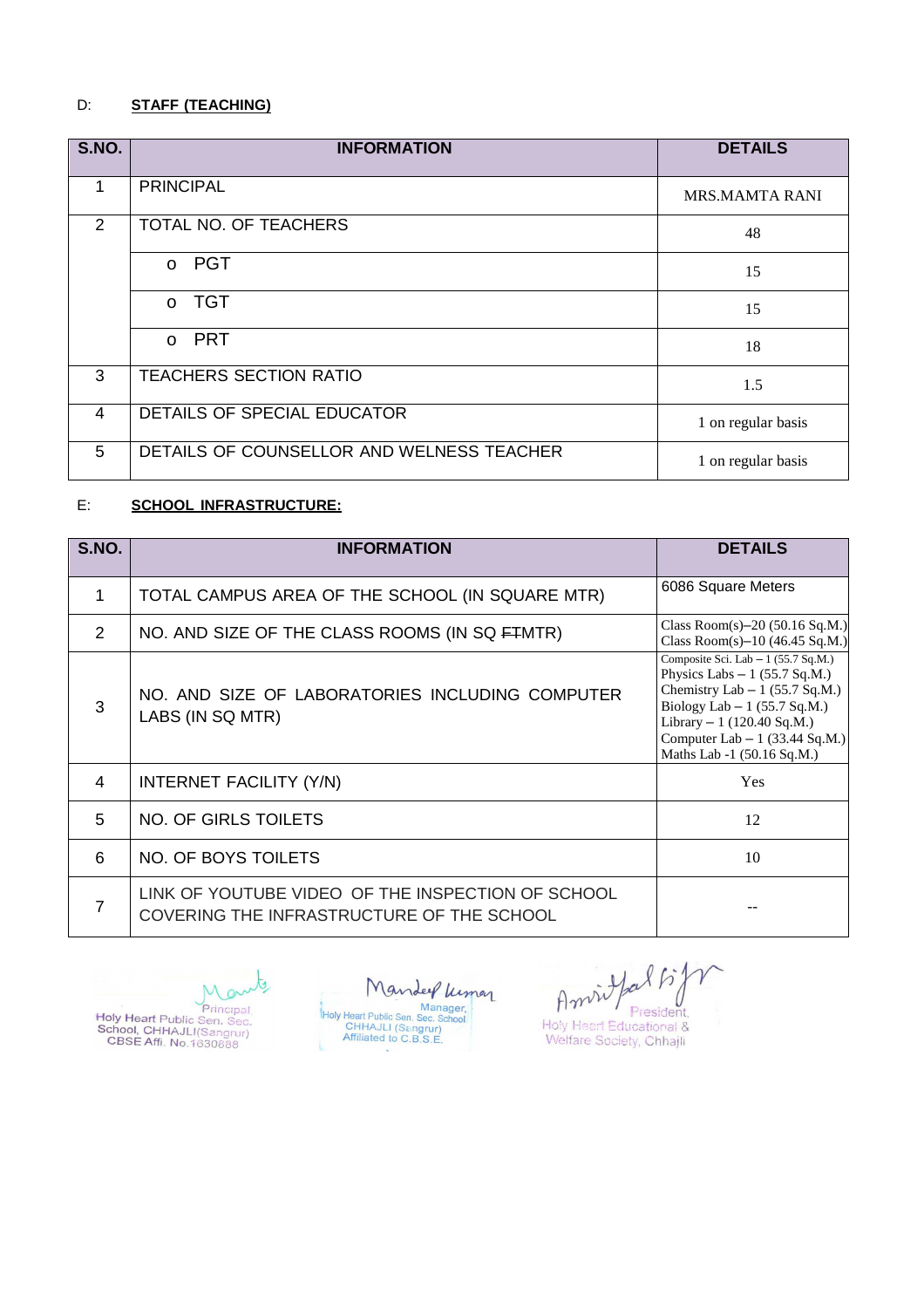D: **STAFF (TEACHING)**

| S.NO. | INFORMATION | DETAILS |
|---|---|---|
| 1 | PRINCIPAL | MRS.MAMTA RANI |
| 2 | TOTAL NO. OF TEACHERS | 48 |
| | o PGT | 15 |
| | o TGT | 15 |
| | o PRT | 18 |
| 3 | TEACHERS SECTION RATIO | 1.5 |
| 4 | DETAILS OF SPECIAL EDUCATOR | 1 on regular basis |
| 5 | DETAILS OF COUNSELLOR AND WELNESS TEACHER | 1 on regular basis |

E: **SCHOOL INFRASTRUCTURE:**

| S.NO. | INFORMATION | DETAILS |
|---|---|---|
| 1 | TOTAL CAMPUS AREA OF THE SCHOOL (IN SQUARE MTR) | 6086 Square Meters |
| 2 | NO. AND SIZE OF THE CLASS ROOMS (IN SQ ~~FT~~MTR) | Class Room(s)–20 (50.16 Sq.M.)<br>Class Room(s)–10 (46.45 Sq.M.) |
| 3 | NO. AND SIZE OF LABORATORIES INCLUDING COMPUTER LABS (IN SQ MTR) | Composite Sci. Lab – 1 (55.7 Sq.M.)<br>Physics Labs – 1 (55.7 Sq.M.)<br>Chemistry Lab – 1 (55.7 Sq.M.)<br>Biology Lab – 1 (55.7 Sq.M.)<br>Library – 1 (120.40 Sq.M.)<br>Computer Lab – 1 (33.44 Sq.M.)<br>Maths Lab -1 (50.16 Sq.M.) |
| 4 | INTERNET FACILITY (Y/N) | Yes |
| 5 | NO. OF GIRLS TOILETS | 12 |
| 6 | NO. OF BOYS TOILETS | 10 |
| 7 | LINK OF YOUTUBE VIDEO OF THE INSPECTION OF SCHOOL COVERING THE INFRASTRUCTURE OF THE SCHOOL | -- |

Principal
Holy Heart Public Sen. Sec. School, CHHAJLI(Sangrur)
CBSE Affi. No.1630888

Mandeep Kumar
Manager,
Holy Heart Public Sen. Sec. School
CHHAJLI (Sangrur)
Affiliated to C.B.S.E.

President,
Holy Heart Educational & Welfare Society, Chhajli